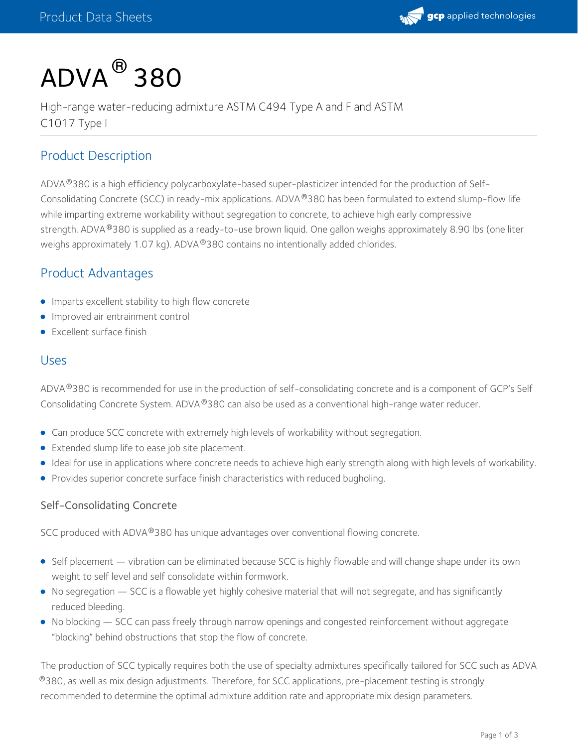# ADVA® 380

High-range water-reducing admixture ASTM C494 Type A and F and ASTM C1017 Type I

## Product Description

ADVA®380 is a high efficiency polycarboxylate-based super-plasticizer intended for the production of Self-Consolidating Concrete (SCC) in ready-mix applications. ADVA®380 has been formulated to extend slump-flow life while imparting extreme workability without segregation to concrete, to achieve high early compressive strength. ADVA®380 is supplied as a ready-to-use brown liquid. One gallon weighs approximately 8.90 lbs (one liter weighs approximately 1.07 kg). ADVA®380 contains no intentionally added chlorides.

## Product Advantages

- Imparts excellent stability to high flow concrete
- Improved air entrainment control
- Excellent surface finish

## Uses

ADVA®380 is recommended for use in the production of self-consolidating concrete and is a component of GCP's Self Consolidating Concrete System. ADVA®380 can also be used as a conventional high-range water reducer.

- Can produce SCC concrete with extremely high levels of workability without segregation.
- Extended slump life to ease job site placement.
- Ideal for use in applications where concrete needs to achieve high early strength along with high levels of workability.
- Provides superior concrete surface finish characteristics with reduced bugholing.

### Self-Consolidating Concrete

SCC produced with ADVA®380 has unique advantages over conventional flowing concrete.

- Self placement — vibration can be eliminated because SCC is highly flowable and will change shape under its own weight to self level and self consolidate within formwork.
- No segregation — SCC is a flowable yet highly cohesive material that will not segregate, and has significantly reduced bleeding.
- No blocking — SCC can pass freely through narrow openings and congested reinforcement without aggregate "blocking" behind obstructions that stop the flow of concrete.

The production of SCC typically requires both the use of specialty admixtures specifically tailored for SCC such as ADVA®380, as well as mix design adjustments. Therefore, for SCC applications, pre-placement testing is strongly recommended to determine the optimal admixture addition rate and appropriate mix design parameters.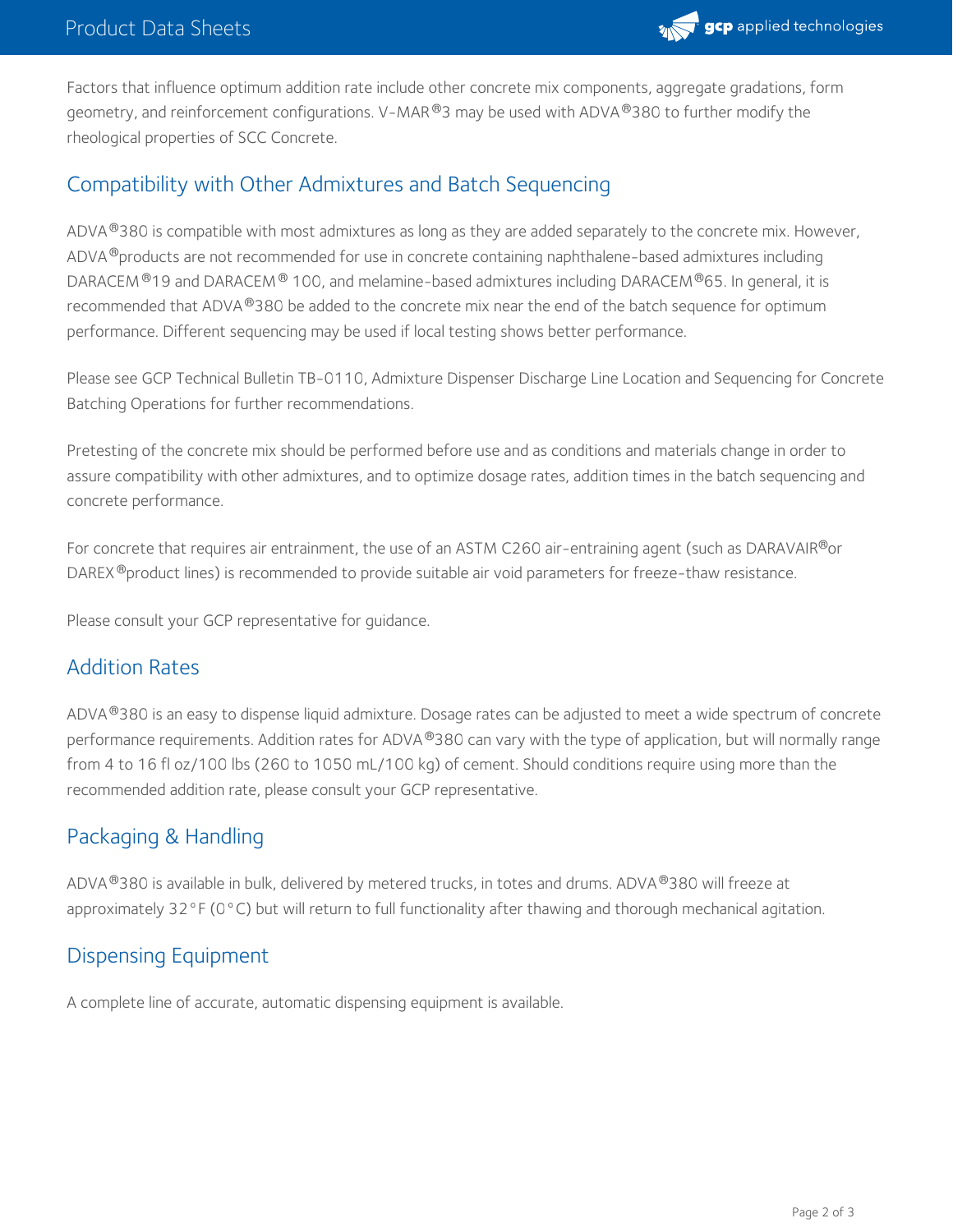Factors that influence optimum addition rate include other concrete mix components, aggregate gradations, form geometry, and reinforcement configurations. V-MAR®3 may be used with ADVA®380 to further modify the rheological properties of SCC Concrete.

## Compatibility with Other Admixtures and Batch Sequencing

ADVA®380 is compatible with most admixtures as long as they are added separately to the concrete mix. However, ADVA®products are not recommended for use in concrete containing naphthalene-based admixtures including DARACEM®19 and DARACEM® 100, and melamine-based admixtures including DARACEM®65. In general, it is recommended that ADVA®380 be added to the concrete mix near the end of the batch sequence for optimum performance. Different sequencing may be used if local testing shows better performance.

Please see GCP Technical Bulletin TB-0110, Admixture Dispenser Discharge Line Location and Sequencing for Concrete Batching Operations for further recommendations.

Pretesting of the concrete mix should be performed before use and as conditions and materials change in order to assure compatibility with other admixtures, and to optimize dosage rates, addition times in the batch sequencing and concrete performance.

For concrete that requires air entrainment, the use of an ASTM C260 air-entraining agent (such as DARAVAIR®or DAREX®product lines) is recommended to provide suitable air void parameters for freeze-thaw resistance.

Please consult your GCP representative for guidance.

## Addition Rates

ADVA®380 is an easy to dispense liquid admixture. Dosage rates can be adjusted to meet a wide spectrum of concrete performance requirements. Addition rates for ADVA®380 can vary with the type of application, but will normally range from 4 to 16 fl oz/100 lbs (260 to 1050 mL/100 kg) of cement. Should conditions require using more than the recommended addition rate, please consult your GCP representative.

## Packaging & Handling

ADVA®380 is available in bulk, delivered by metered trucks, in totes and drums. ADVA®380 will freeze at approximately 32°F (0°C) but will return to full functionality after thawing and thorough mechanical agitation.

## Dispensing Equipment

A complete line of accurate, automatic dispensing equipment is available.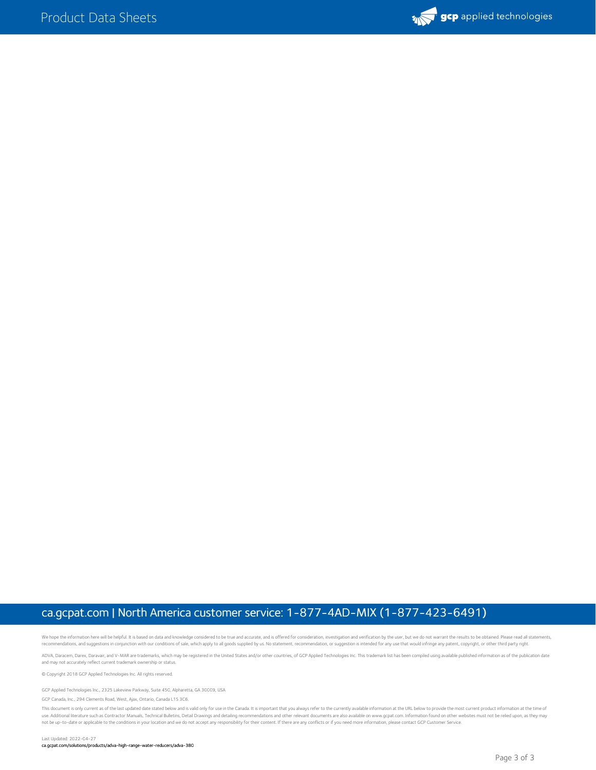ca.gcpat.com | North America customer service: 1-877-4AD-MIX (1-877-423-6491)

We hope the information here will be helpful. It is based on data and knowledge considered to be true and accurate, and is offered for consideration, investigation and verification by the user, but we do not warrant the results to be obtained. Please read all statements, recommendations, and suggestions in conjunction with our conditions of sale, which apply to all goods supplied by us. No statement, recommendation, or suggestion is intended for any use that would infringe any patent, copyright, or other third party right.

ADVA, Daracem, Darex, Daravair, and V-MAR are trademarks, which may be registered in the United States and/or other countries, of GCP Applied Technologies Inc. This trademark list has been compiled using available published information as of the publication date and may not accurately reflect current trademark ownership or status.

© Copyright 2018 GCP Applied Technologies Inc. All rights reserved.

GCP Applied Technologies Inc., 2325 Lakeview Parkway, Suite 450, Alpharetta, GA 30009, USA

GCP Canada, Inc., 294 Clements Road, West, Ajax, Ontario, Canada L1S 3C6.

This document is only current as of the last updated date stated below and is valid only for use in the Canada. It is important that you always refer to the currently available information at the URL below to provide the most current product information at the time of use. Additional literature such as Contractor Manuals, Technical Bulletins, Detail Drawings and detailing recommendations and other relevant documents are also available on www.gcpat.com. Information found on other websites must not be relied upon, as they may not be up-to-date or applicable to the conditions in your location and we do not accept any responsibility for their content. If there are any conflicts or if you need more information, please contact GCP Customer Service.

Last Updated: 2022-04-27

ca.gcpat.com/solutions/products/adva-high-range-water-reducers/adva-380